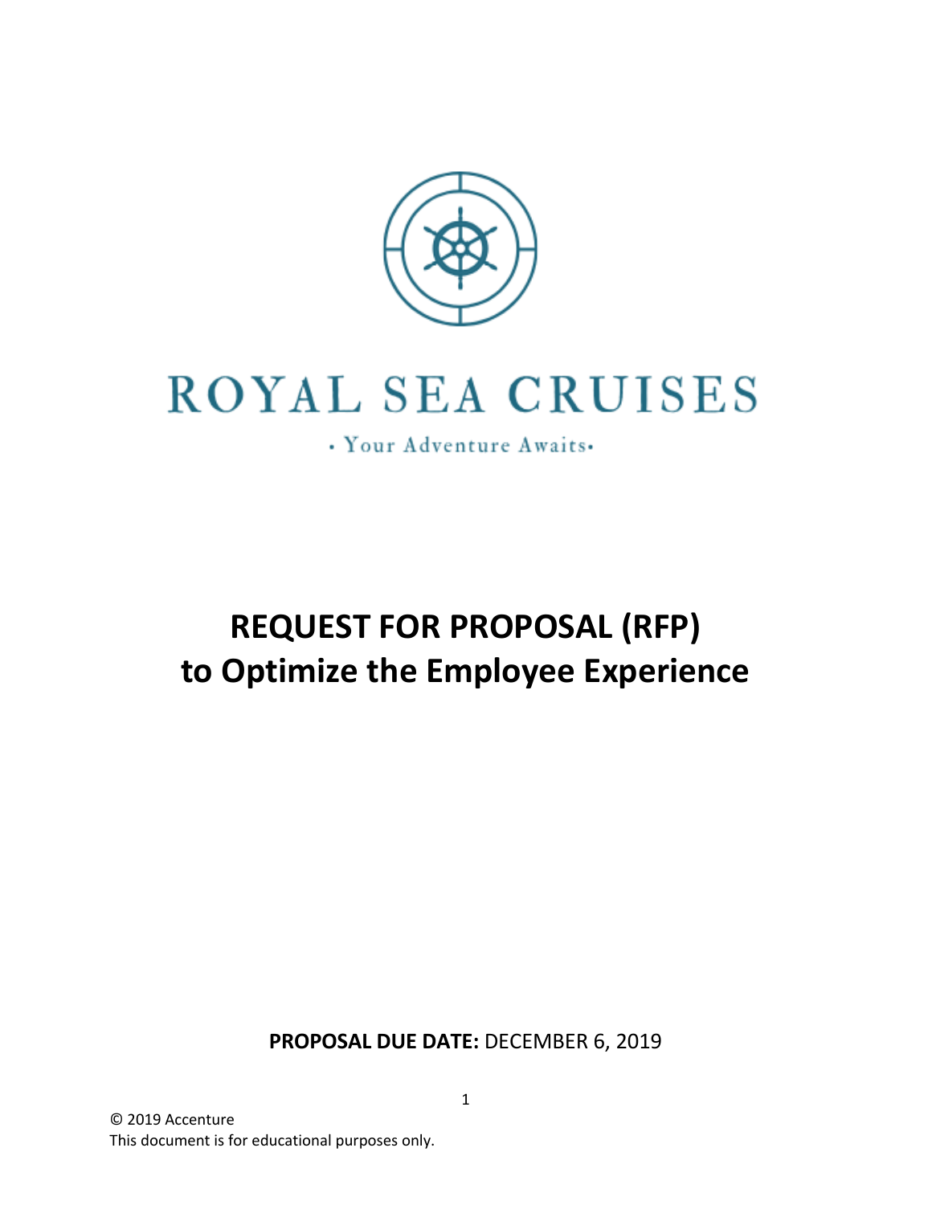# ROYAL SEA CRUISES

• Your Adventure Awaits•

# REQUEST FOR PROPOSAL (RFP) to Optimize the Employee Experience

**PROPOSAL DUE DATE:** DECEMBER 6, 2019

© 2019 Accenture
This document is for educational purposes only.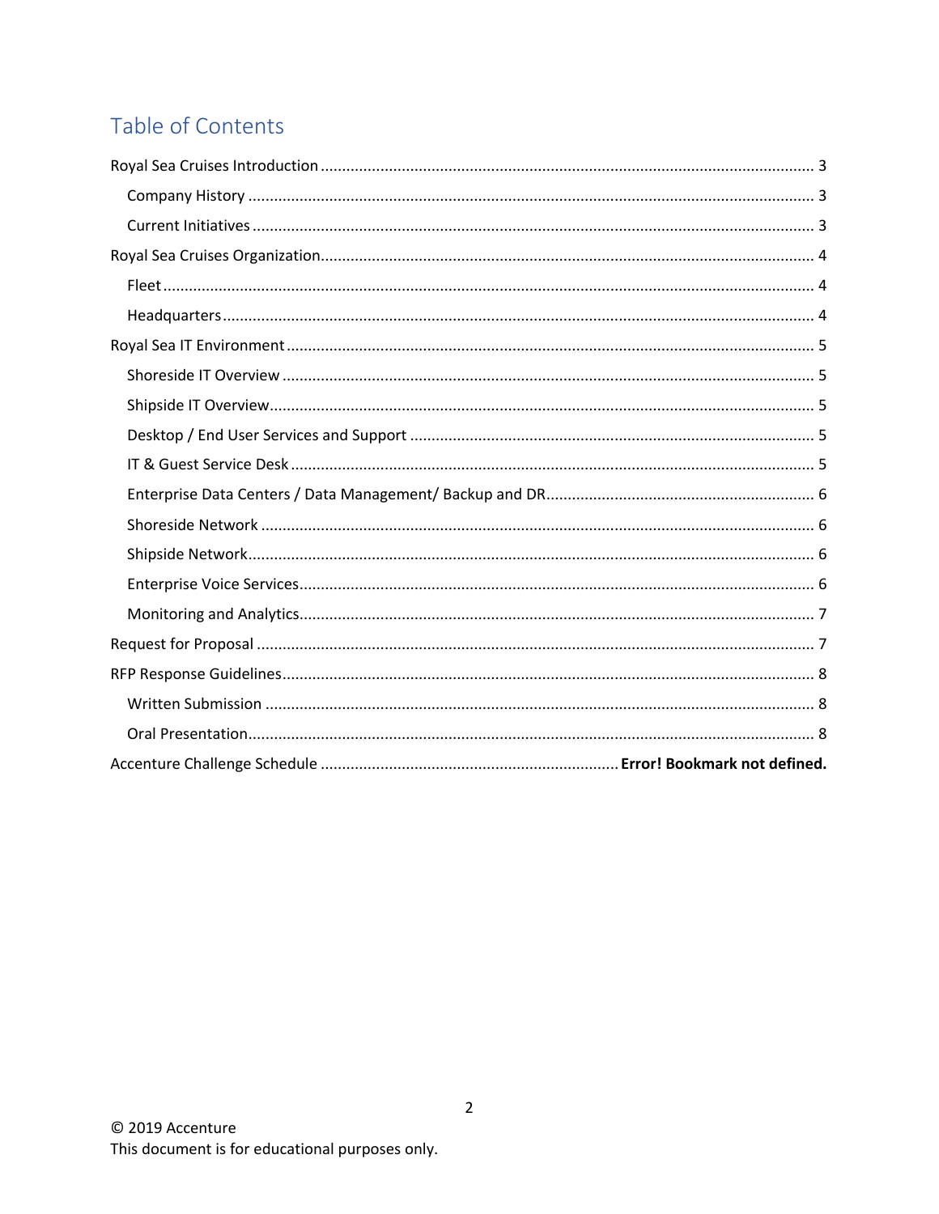# Table of Contents

Royal Sea Cruises Introduction ........................................ 3

- Company History ........................................ 3
- Current Initiatives ........................................ 3

Royal Sea Cruises Organization........................................ 4

- Fleet ........................................ 4
- Headquarters........................................ 4

Royal Sea IT Environment ........................................ 5

- Shoreside IT Overview ........................................ 5
- Shipside IT Overview........................................ 5
- Desktop / End User Services and Support ........................................ 5
- IT & Guest Service Desk ........................................ 5
- Enterprise Data Centers / Data Management/ Backup and DR........................................ 6
- Shoreside Network ........................................ 6
- Shipside Network........................................ 6
- Enterprise Voice Services........................................ 6
- Monitoring and Analytics........................................ 7

Request for Proposal ........................................ 7

RFP Response Guidelines........................................ 8

- Written Submission ........................................ 8
- Oral Presentation........................................ 8

Accenture Challenge Schedule ........................................ **Error! Bookmark not defined.**

© 2019 Accenture
This document is for educational purposes only.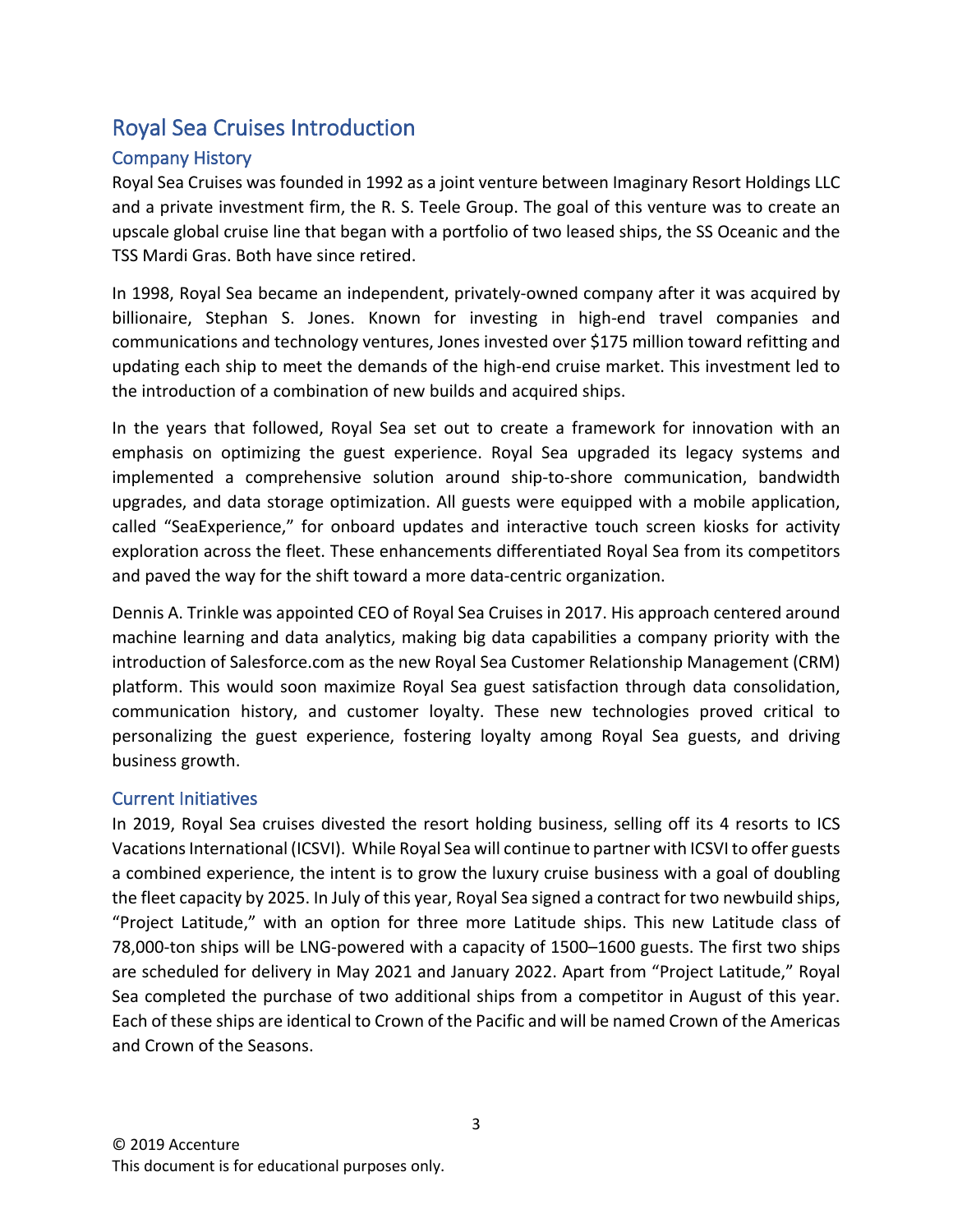# Royal Sea Cruises Introduction

## Company History

Royal Sea Cruises was founded in 1992 as a joint venture between Imaginary Resort Holdings LLC and a private investment firm, the R. S. Teele Group. The goal of this venture was to create an upscale global cruise line that began with a portfolio of two leased ships, the SS Oceanic and the TSS Mardi Gras. Both have since retired.

In 1998, Royal Sea became an independent, privately-owned company after it was acquired by billionaire, Stephan S. Jones. Known for investing in high-end travel companies and communications and technology ventures, Jones invested over $175 million toward refitting and updating each ship to meet the demands of the high-end cruise market. This investment led to the introduction of a combination of new builds and acquired ships.

In the years that followed, Royal Sea set out to create a framework for innovation with an emphasis on optimizing the guest experience. Royal Sea upgraded its legacy systems and implemented a comprehensive solution around ship-to-shore communication, bandwidth upgrades, and data storage optimization. All guests were equipped with a mobile application, called "SeaExperience," for onboard updates and interactive touch screen kiosks for activity exploration across the fleet. These enhancements differentiated Royal Sea from its competitors and paved the way for the shift toward a more data-centric organization.

Dennis A. Trinkle was appointed CEO of Royal Sea Cruises in 2017. His approach centered around machine learning and data analytics, making big data capabilities a company priority with the introduction of Salesforce.com as the new Royal Sea Customer Relationship Management (CRM) platform. This would soon maximize Royal Sea guest satisfaction through data consolidation, communication history, and customer loyalty. These new technologies proved critical to personalizing the guest experience, fostering loyalty among Royal Sea guests, and driving business growth.

## Current Initiatives

In 2019, Royal Sea cruises divested the resort holding business, selling off its 4 resorts to ICS Vacations International (ICSVI). While Royal Sea will continue to partner with ICSVI to offer guests a combined experience, the intent is to grow the luxury cruise business with a goal of doubling the fleet capacity by 2025. In July of this year, Royal Sea signed a contract for two newbuild ships, "Project Latitude," with an option for three more Latitude ships. This new Latitude class of 78,000-ton ships will be LNG-powered with a capacity of 1500–1600 guests. The first two ships are scheduled for delivery in May 2021 and January 2022. Apart from "Project Latitude," Royal Sea completed the purchase of two additional ships from a competitor in August of this year. Each of these ships are identical to Crown of the Pacific and will be named Crown of the Americas and Crown of the Seasons.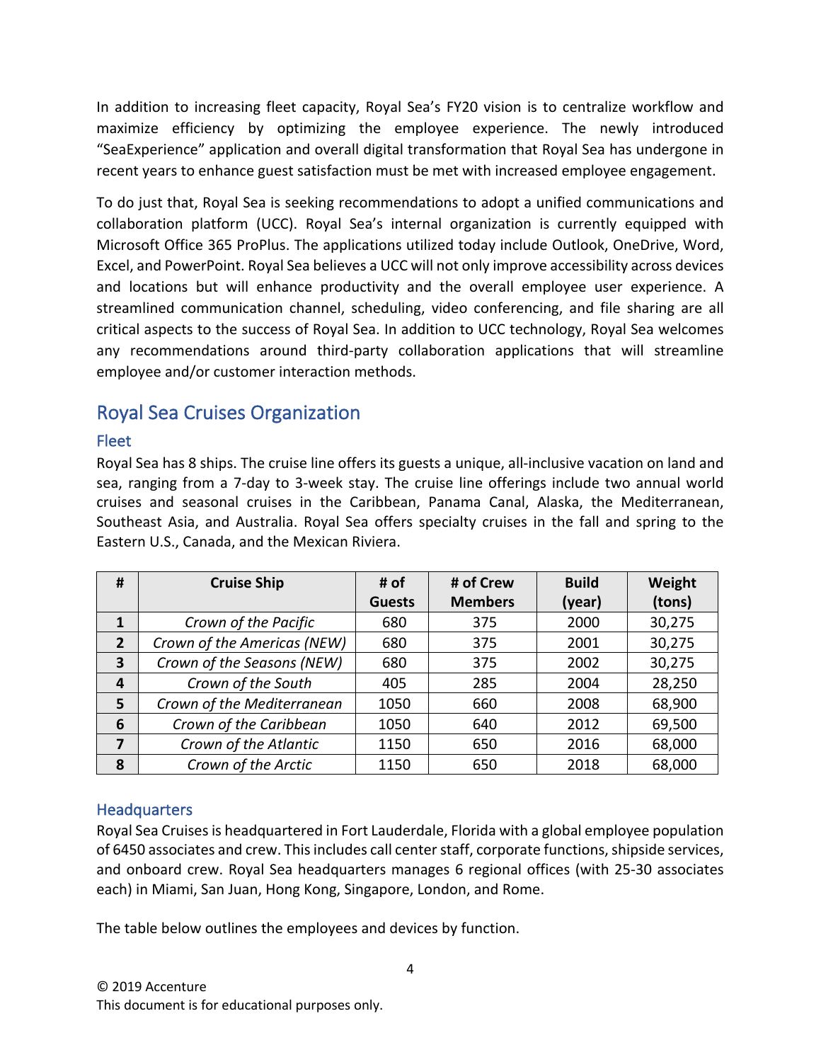In addition to increasing fleet capacity, Royal Sea's FY20 vision is to centralize workflow and maximize efficiency by optimizing the employee experience. The newly introduced "SeaExperience" application and overall digital transformation that Royal Sea has undergone in recent years to enhance guest satisfaction must be met with increased employee engagement.

To do just that, Royal Sea is seeking recommendations to adopt a unified communications and collaboration platform (UCC). Royal Sea's internal organization is currently equipped with Microsoft Office 365 ProPlus. The applications utilized today include Outlook, OneDrive, Word, Excel, and PowerPoint. Royal Sea believes a UCC will not only improve accessibility across devices and locations but will enhance productivity and the overall employee user experience. A streamlined communication channel, scheduling, video conferencing, and file sharing are all critical aspects to the success of Royal Sea. In addition to UCC technology, Royal Sea welcomes any recommendations around third-party collaboration applications that will streamline employee and/or customer interaction methods.

## Royal Sea Cruises Organization

### Fleet

Royal Sea has 8 ships. The cruise line offers its guests a unique, all-inclusive vacation on land and sea, ranging from a 7-day to 3-week stay. The cruise line offerings include two annual world cruises and seasonal cruises in the Caribbean, Panama Canal, Alaska, the Mediterranean, Southeast Asia, and Australia. Royal Sea offers specialty cruises in the fall and spring to the Eastern U.S., Canada, and the Mexican Riviera.

| # | Cruise Ship | # of Guests | # of Crew Members | Build (year) | Weight (tons) |
|---|---|---|---|---|---|
| **1** | *Crown of the Pacific* | 680 | 375 | 2000 | 30,275 |
| **2** | *Crown of the Americas (NEW)* | 680 | 375 | 2001 | 30,275 |
| **3** | *Crown of the Seasons (NEW)* | 680 | 375 | 2002 | 30,275 |
| **4** | *Crown of the South* | 405 | 285 | 2004 | 28,250 |
| **5** | *Crown of the Mediterranean* | 1050 | 660 | 2008 | 68,900 |
| **6** | *Crown of the Caribbean* | 1050 | 640 | 2012 | 69,500 |
| **7** | *Crown of the Atlantic* | 1150 | 650 | 2016 | 68,000 |
| **8** | *Crown of the Arctic* | 1150 | 650 | 2018 | 68,000 |

### Headquarters

Royal Sea Cruises is headquartered in Fort Lauderdale, Florida with a global employee population of 6450 associates and crew. This includes call center staff, corporate functions, shipside services, and onboard crew. Royal Sea headquarters manages 6 regional offices (with 25-30 associates each) in Miami, San Juan, Hong Kong, Singapore, London, and Rome.

The table below outlines the employees and devices by function.

© 2019 Accenture
This document is for educational purposes only.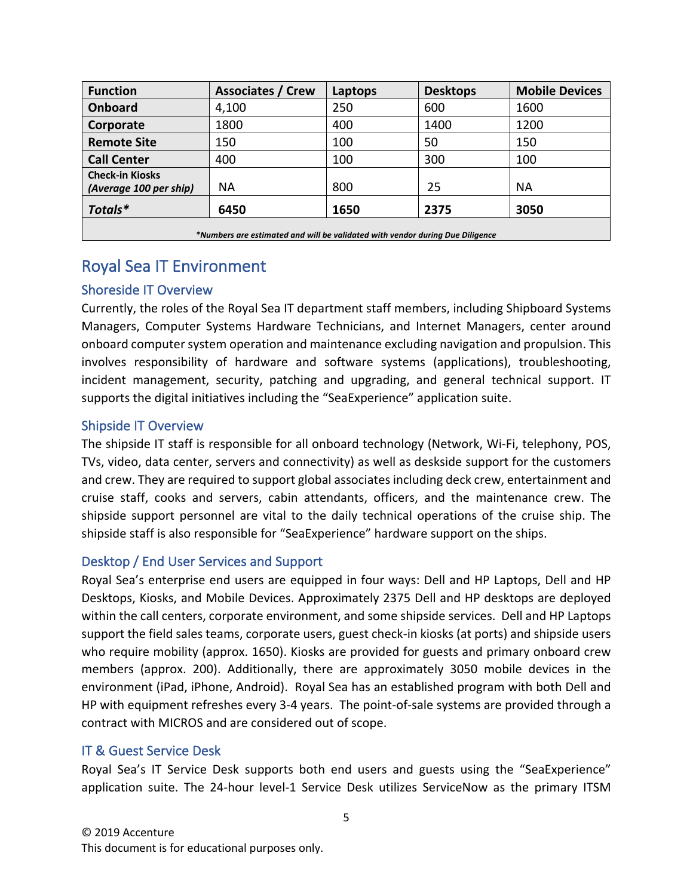| Function | Associates / Crew | Laptops | Desktops | Mobile Devices |
|---|---|---|---|---|
| **Onboard** | 4,100 | 250 | 600 | 1600 |
| **Corporate** | 1800 | 400 | 1400 | 1200 |
| **Remote Site** | 150 | 100 | 50 | 150 |
| **Call Center** | 400 | 100 | 300 | 100 |
| **Check-in Kiosks** ***(Average 100 per ship)*** | NA | 800 | 25 | NA |
| ***Totals**** | **6450** | **1650** | **2375** | **3050** |

***Numbers are estimated and will be validated with vendor during Due Diligence***

## Royal Sea IT Environment

### Shoreside IT Overview

Currently, the roles of the Royal Sea IT department staff members, including Shipboard Systems Managers, Computer Systems Hardware Technicians, and Internet Managers, center around onboard computer system operation and maintenance excluding navigation and propulsion. This involves responsibility of hardware and software systems (applications), troubleshooting, incident management, security, patching and upgrading, and general technical support. IT supports the digital initiatives including the "SeaExperience" application suite.

### Shipside IT Overview

The shipside IT staff is responsible for all onboard technology (Network, Wi-Fi, telephony, POS, TVs, video, data center, servers and connectivity) as well as deskside support for the customers and crew. They are required to support global associates including deck crew, entertainment and cruise staff, cooks and servers, cabin attendants, officers, and the maintenance crew. The shipside support personnel are vital to the daily technical operations of the cruise ship. The shipside staff is also responsible for "SeaExperience" hardware support on the ships.

### Desktop / End User Services and Support

Royal Sea's enterprise end users are equipped in four ways: Dell and HP Laptops, Dell and HP Desktops, Kiosks, and Mobile Devices. Approximately 2375 Dell and HP desktops are deployed within the call centers, corporate environment, and some shipside services. Dell and HP Laptops support the field sales teams, corporate users, guest check-in kiosks (at ports) and shipside users who require mobility (approx. 1650). Kiosks are provided for guests and primary onboard crew members (approx. 200). Additionally, there are approximately 3050 mobile devices in the environment (iPad, iPhone, Android). Royal Sea has an established program with both Dell and HP with equipment refreshes every 3-4 years. The point-of-sale systems are provided through a contract with MICROS and are considered out of scope.

### IT & Guest Service Desk

Royal Sea's IT Service Desk supports both end users and guests using the "SeaExperience" application suite. The 24-hour level-1 Service Desk utilizes ServiceNow as the primary ITSM

© 2019 Accenture
This document is for educational purposes only.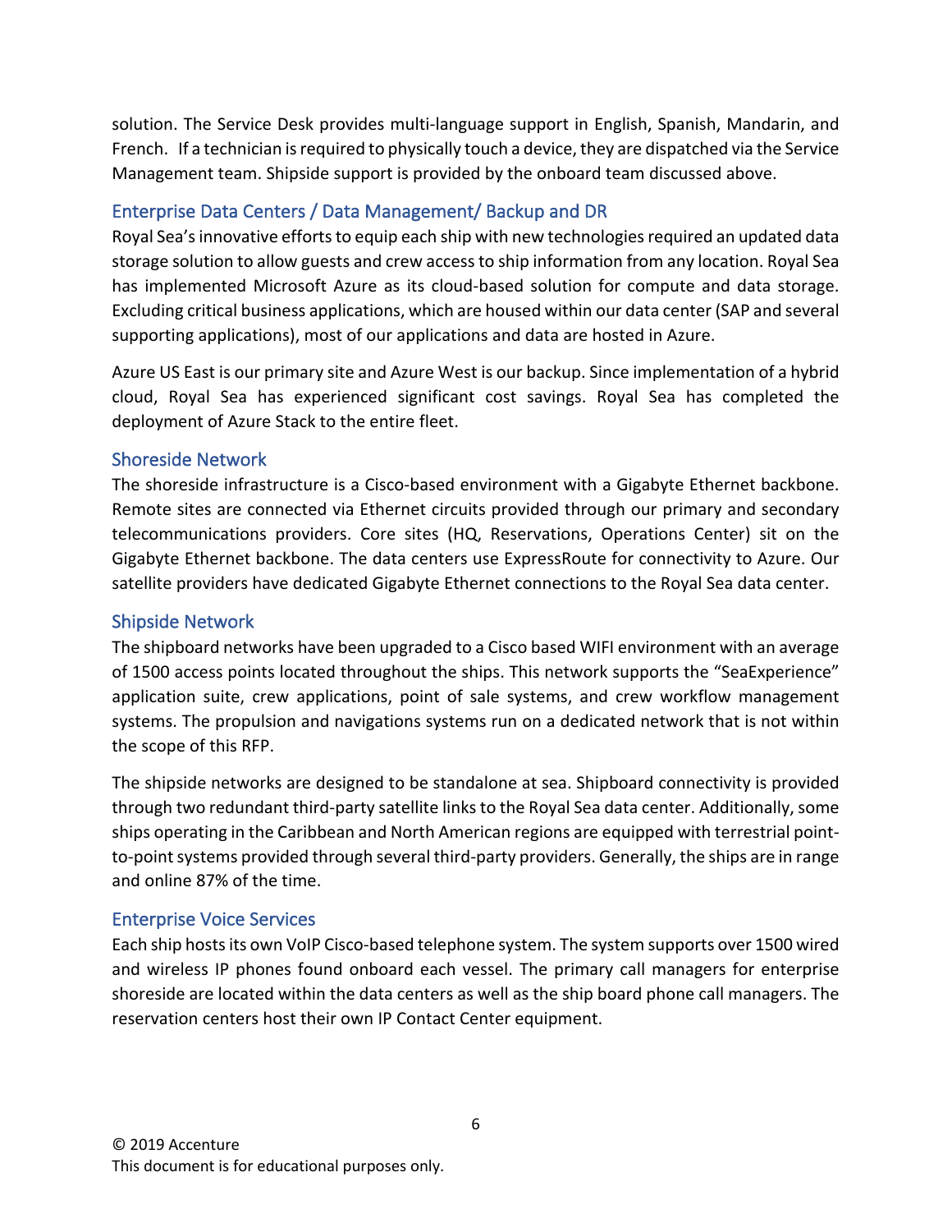solution. The Service Desk provides multi-language support in English, Spanish, Mandarin, and French. If a technician is required to physically touch a device, they are dispatched via the Service Management team. Shipside support is provided by the onboard team discussed above.

### Enterprise Data Centers / Data Management/ Backup and DR

Royal Sea's innovative efforts to equip each ship with new technologies required an updated data storage solution to allow guests and crew access to ship information from any location. Royal Sea has implemented Microsoft Azure as its cloud-based solution for compute and data storage. Excluding critical business applications, which are housed within our data center (SAP and several supporting applications), most of our applications and data are hosted in Azure.

Azure US East is our primary site and Azure West is our backup. Since implementation of a hybrid cloud, Royal Sea has experienced significant cost savings. Royal Sea has completed the deployment of Azure Stack to the entire fleet.

### Shoreside Network

The shoreside infrastructure is a Cisco-based environment with a Gigabyte Ethernet backbone. Remote sites are connected via Ethernet circuits provided through our primary and secondary telecommunications providers. Core sites (HQ, Reservations, Operations Center) sit on the Gigabyte Ethernet backbone. The data centers use ExpressRoute for connectivity to Azure. Our satellite providers have dedicated Gigabyte Ethernet connections to the Royal Sea data center.

### Shipside Network

The shipboard networks have been upgraded to a Cisco based WIFI environment with an average of 1500 access points located throughout the ships. This network supports the "SeaExperience" application suite, crew applications, point of sale systems, and crew workflow management systems. The propulsion and navigations systems run on a dedicated network that is not within the scope of this RFP.

The shipside networks are designed to be standalone at sea. Shipboard connectivity is provided through two redundant third-party satellite links to the Royal Sea data center. Additionally, some ships operating in the Caribbean and North American regions are equipped with terrestrial point-to-point systems provided through several third-party providers. Generally, the ships are in range and online 87% of the time.

### Enterprise Voice Services

Each ship hosts its own VoIP Cisco-based telephone system. The system supports over 1500 wired and wireless IP phones found onboard each vessel. The primary call managers for enterprise shoreside are located within the data centers as well as the ship board phone call managers. The reservation centers host their own IP Contact Center equipment.

© 2019 Accenture
This document is for educational purposes only.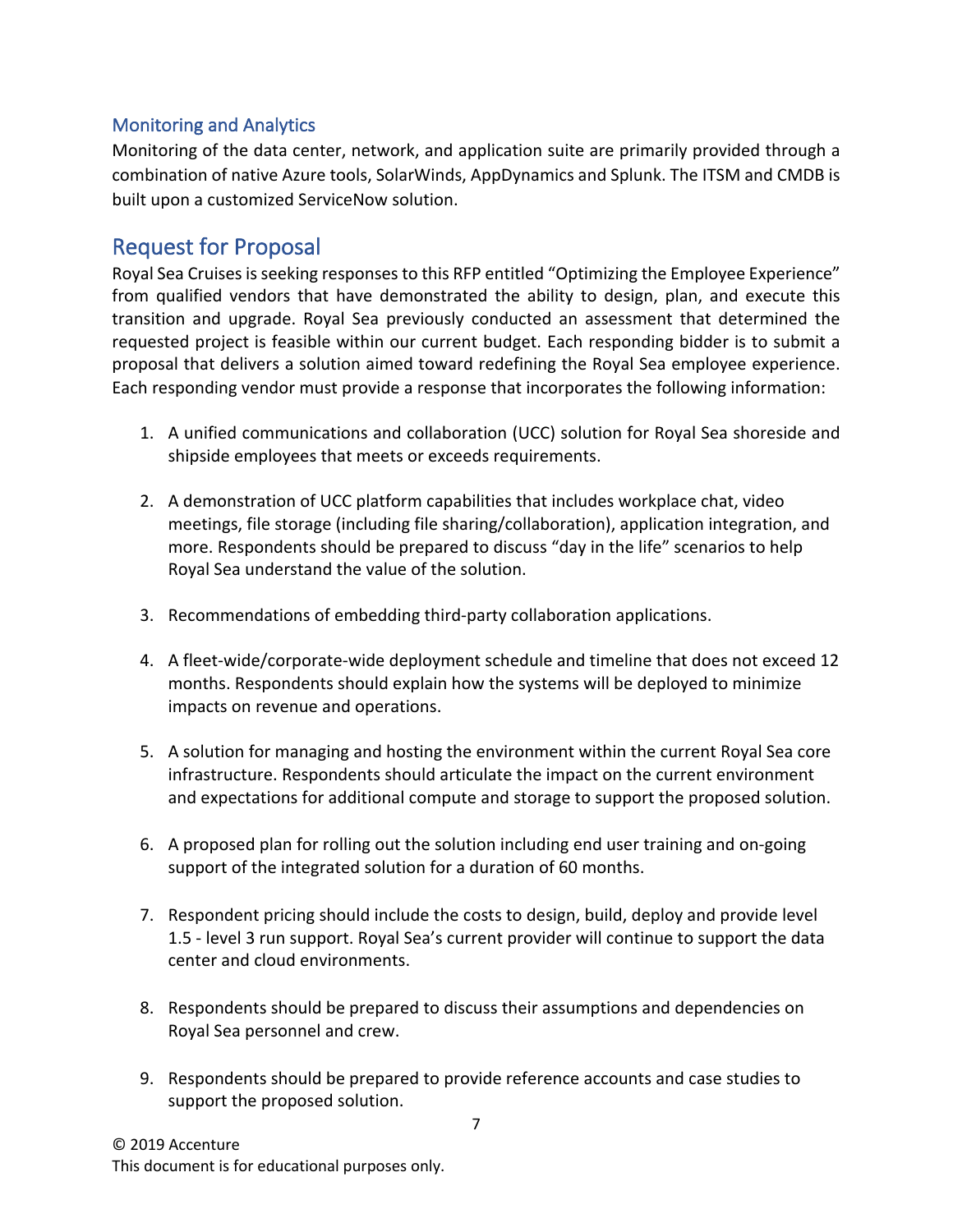### Monitoring and Analytics

Monitoring of the data center, network, and application suite are primarily provided through a combination of native Azure tools, SolarWinds, AppDynamics and Splunk. The ITSM and CMDB is built upon a customized ServiceNow solution.

## Request for Proposal

Royal Sea Cruises is seeking responses to this RFP entitled "Optimizing the Employee Experience" from qualified vendors that have demonstrated the ability to design, plan, and execute this transition and upgrade. Royal Sea previously conducted an assessment that determined the requested project is feasible within our current budget. Each responding bidder is to submit a proposal that delivers a solution aimed toward redefining the Royal Sea employee experience. Each responding vendor must provide a response that incorporates the following information:

1. A unified communications and collaboration (UCC) solution for Royal Sea shoreside and shipside employees that meets or exceeds requirements.

2. A demonstration of UCC platform capabilities that includes workplace chat, video meetings, file storage (including file sharing/collaboration), application integration, and more. Respondents should be prepared to discuss "day in the life" scenarios to help Royal Sea understand the value of the solution.

3. Recommendations of embedding third-party collaboration applications.

4. A fleet-wide/corporate-wide deployment schedule and timeline that does not exceed 12 months. Respondents should explain how the systems will be deployed to minimize impacts on revenue and operations.

5. A solution for managing and hosting the environment within the current Royal Sea core infrastructure. Respondents should articulate the impact on the current environment and expectations for additional compute and storage to support the proposed solution.

6. A proposed plan for rolling out the solution including end user training and on-going support of the integrated solution for a duration of 60 months.

7. Respondent pricing should include the costs to design, build, deploy and provide level 1.5 - level 3 run support. Royal Sea's current provider will continue to support the data center and cloud environments.

8. Respondents should be prepared to discuss their assumptions and dependencies on Royal Sea personnel and crew.

9. Respondents should be prepared to provide reference accounts and case studies to support the proposed solution.

© 2019 Accenture
This document is for educational purposes only.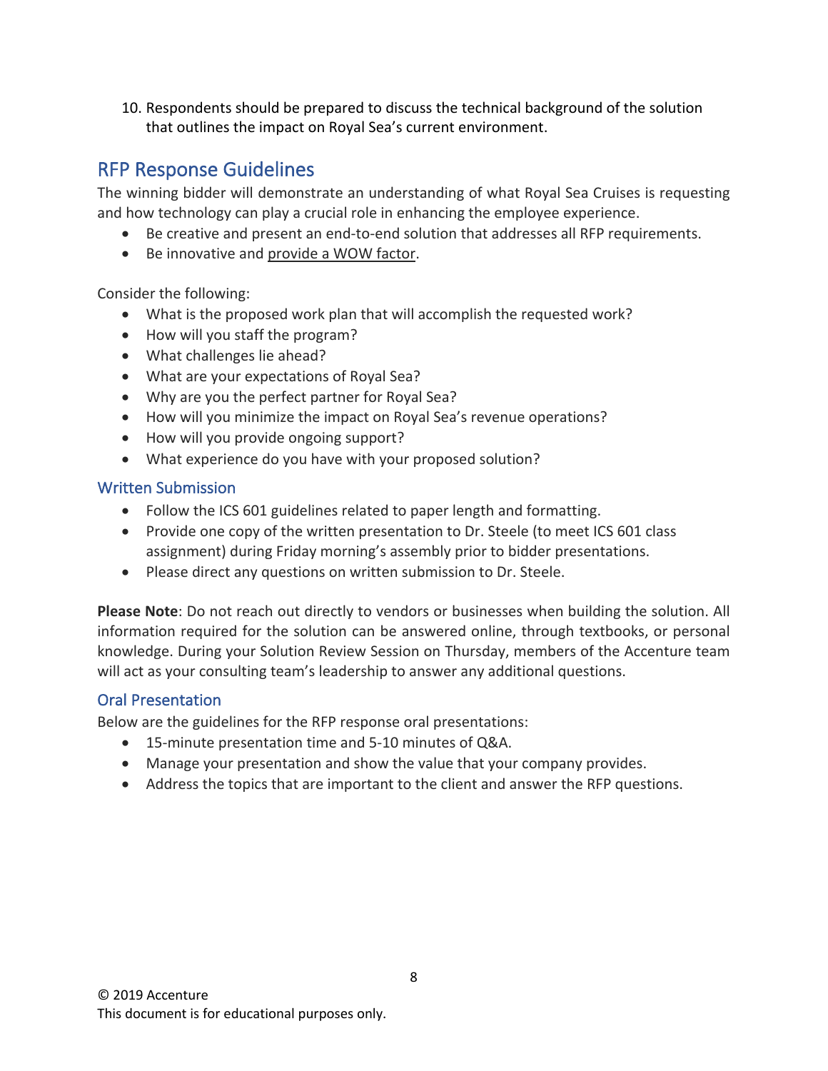10. Respondents should be prepared to discuss the technical background of the solution that outlines the impact on Royal Sea's current environment.

## RFP Response Guidelines

The winning bidder will demonstrate an understanding of what Royal Sea Cruises is requesting and how technology can play a crucial role in enhancing the employee experience.

- Be creative and present an end-to-end solution that addresses all RFP requirements.
- Be innovative and <u>provide a WOW factor</u>.

Consider the following:

- What is the proposed work plan that will accomplish the requested work?
- How will you staff the program?
- What challenges lie ahead?
- What are your expectations of Royal Sea?
- Why are you the perfect partner for Royal Sea?
- How will you minimize the impact on Royal Sea's revenue operations?
- How will you provide ongoing support?
- What experience do you have with your proposed solution?

### Written Submission

- Follow the ICS 601 guidelines related to paper length and formatting.
- Provide one copy of the written presentation to Dr. Steele (to meet ICS 601 class assignment) during Friday morning's assembly prior to bidder presentations.
- Please direct any questions on written submission to Dr. Steele.

**Please Note**: Do not reach out directly to vendors or businesses when building the solution. All information required for the solution can be answered online, through textbooks, or personal knowledge. During your Solution Review Session on Thursday, members of the Accenture team will act as your consulting team's leadership to answer any additional questions.

### Oral Presentation

Below are the guidelines for the RFP response oral presentations:

- 15-minute presentation time and 5-10 minutes of Q&A.
- Manage your presentation and show the value that your company provides.
- Address the topics that are important to the client and answer the RFP questions.

© 2019 Accenture
This document is for educational purposes only.